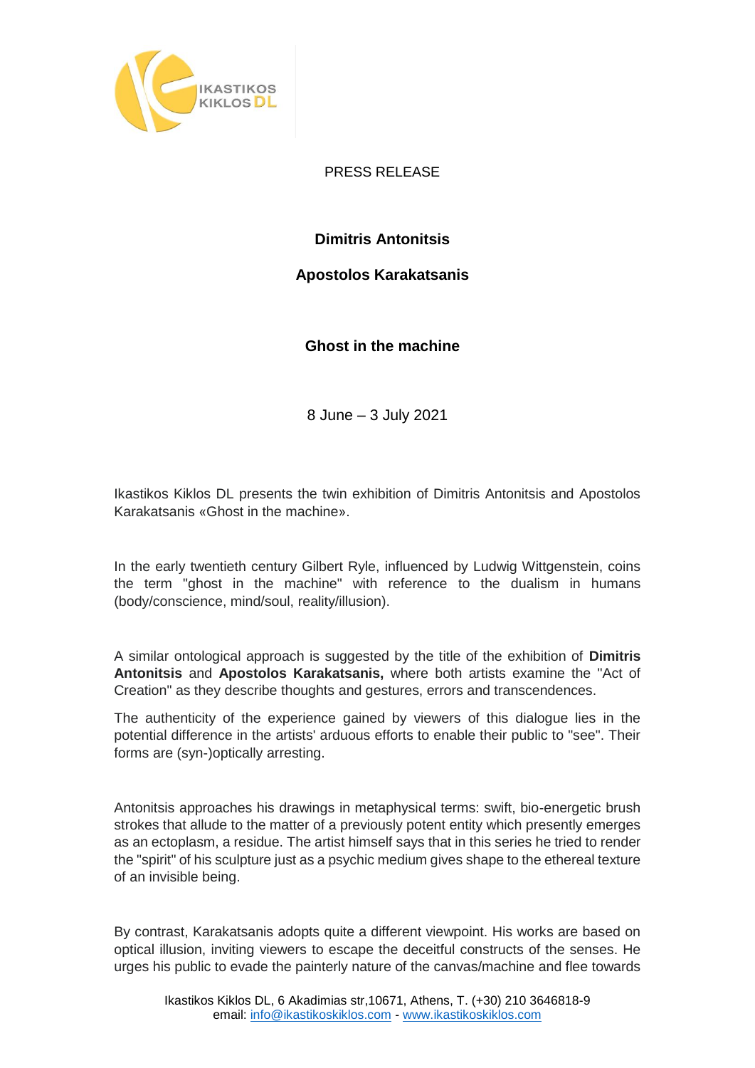PRESS RELEASE

**Dimitris Antonitsis**

**Apostolos Karakatsanis**

**Ghost in the machine**

8 June – 3 July 2021

Ikastikos Kiklos DL presents the twin exhibition of Dimitris Antonitsis and Apostolos Karakatsanis «Ghost in the machine».

In the early twentieth century Gilbert Ryle, influenced by Ludwig Wittgenstein, coins the term "ghost in the machine" with reference to the dualism in humans (body/conscience, mind/soul, reality/illusion).

A similar ontological approach is suggested by the title of the exhibition of **Dimitris Antonitsis** and **Apostolos Karakatsanis,** where both artists examine the "Act of Creation" as they describe thoughts and gestures, errors and transcendences.

The authenticity of the experience gained by viewers of this dialogue lies in the potential difference in the artists' arduous efforts to enable their public to "see". Their forms are (syn-)optically arresting.

Antonitsis approaches his drawings in metaphysical terms: swift, bio-energetic brush strokes that allude to the matter of a previously potent entity which presently emerges as an ectoplasm, a residue. The artist himself says that in this series he tried to render the "spirit" of his sculpture just as a psychic medium gives shape to the ethereal texture of an invisible being.

By contrast, Karakatsanis adopts quite a different viewpoint. His works are based on optical illusion, inviting viewers to escape the deceitful constructs of the senses. He urges his public to evade the painterly nature of the canvas/machine and flee towards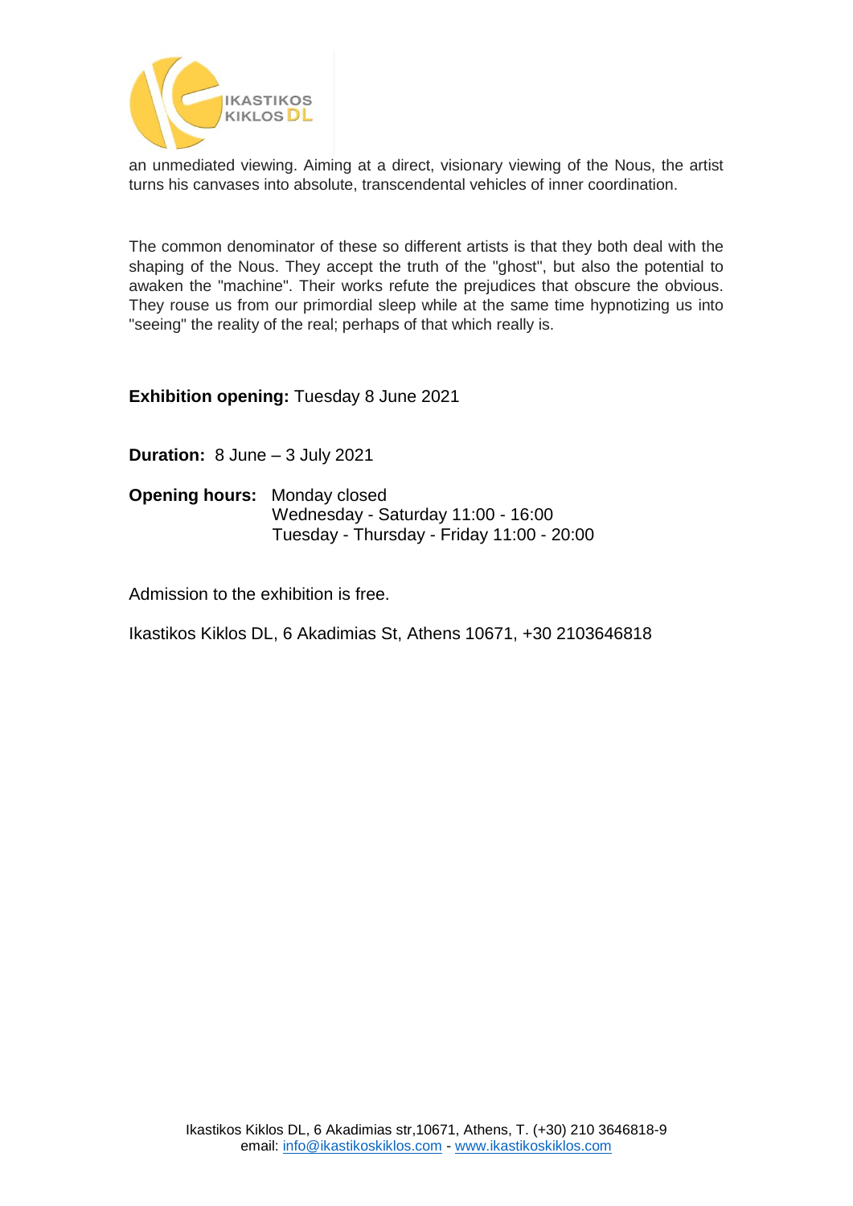an unmediated viewing. Aiming at a direct, visionary viewing of the Nous, the artist turns his canvases into absolute, transcendental vehicles of inner coordination.

The common denominator of these so different artists is that they both deal with the shaping of the Nous. They accept the truth of the "ghost", but also the potential to awaken the "machine". Their works refute the prejudices that obscure the obvious. They rouse us from our primordial sleep while at the same time hypnotizing us into "seeing" the reality of the real; perhaps of that which really is.

**Exhibition opening:** Tuesday 8 June 2021

**Duration:** 8 June – 3 July 2021

**Opening hours:** Monday closed
Wednesday - Saturday 11:00 - 16:00
Tuesday - Thursday - Friday 11:00 - 20:00

Admission to the exhibition is free.

Ikastikos Kiklos DL, 6 Akadimias St, Athens 10671, +30 2103646818